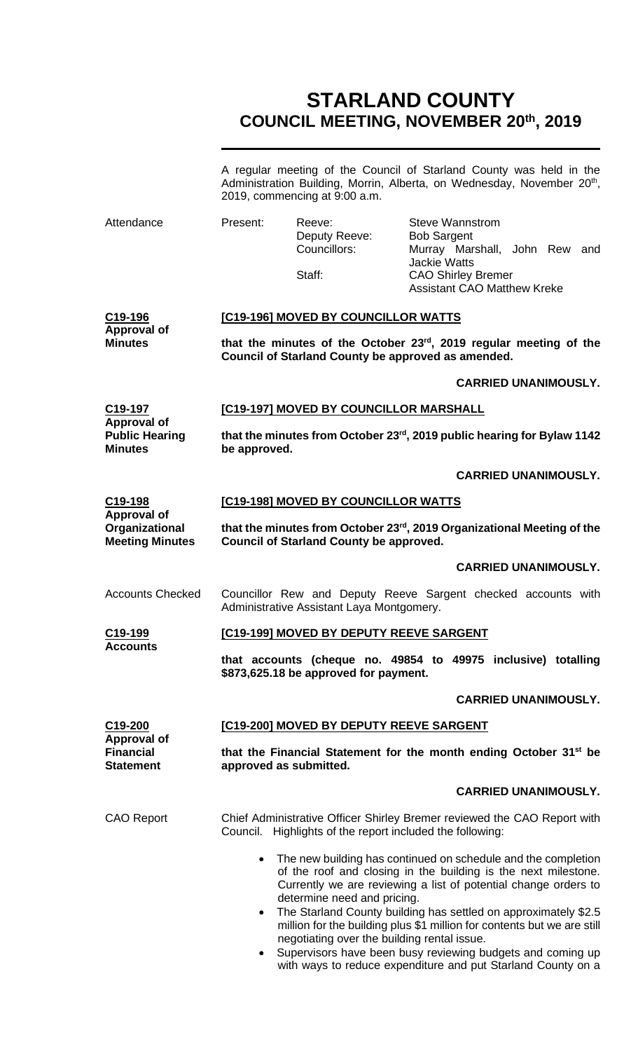# STARLAND COUNTY
## COUNCIL MEETING, NOVEMBER 20th, 2019

A regular meeting of the Council of Starland County was held in the Administration Building, Morrin, Alberta, on Wednesday, November 20th, 2019, commencing at 9:00 a.m.

**Attendance**

| | | |
|---|---|---|
| Present: | Reeve: | Steve Wannstrom |
| | Deputy Reeve: | Bob Sargent |
| | Councillors: | Murray Marshall, John Rew and Jackie Watts |
| | Staff: | CAO Shirley Bremer |
| | | Assistant CAO Matthew Kreke |

**C19-196 Approval of Minutes**

**[C19-196] MOVED BY COUNCILLOR WATTS**

**that the minutes of the October 23rd, 2019 regular meeting of the Council of Starland County be approved as amended.**

**CARRIED UNANIMOUSLY.**

**C19-197 Approval of Public Hearing Minutes**

**[C19-197] MOVED BY COUNCILLOR MARSHALL**

**that the minutes from October 23rd, 2019 public hearing for Bylaw 1142 be approved.**

**CARRIED UNANIMOUSLY.**

**C19-198 Approval of Organizational Meeting Minutes**

**[C19-198] MOVED BY COUNCILLOR WATTS**

**that the minutes from October 23rd, 2019 Organizational Meeting of the Council of Starland County be approved.**

**CARRIED UNANIMOUSLY.**

**Accounts Checked**

Councillor Rew and Deputy Reeve Sargent checked accounts with Administrative Assistant Laya Montgomery.

**C19-199 Accounts**

**[C19-199] MOVED BY DEPUTY REEVE SARGENT**

**that accounts (cheque no. 49854 to 49975 inclusive) totalling $873,625.18 be approved for payment.**

**CARRIED UNANIMOUSLY.**

**C19-200 Approval of Financial Statement**

**[C19-200] MOVED BY DEPUTY REEVE SARGENT**

**that the Financial Statement for the month ending October 31st be approved as submitted.**

**CARRIED UNANIMOUSLY.**

**CAO Report**

Chief Administrative Officer Shirley Bremer reviewed the CAO Report with Council. Highlights of the report included the following:

- The new building has continued on schedule and the completion of the roof and closing in the building is the next milestone. Currently we are reviewing a list of potential change orders to determine need and pricing.
- The Starland County building has settled on approximately $2.5 million for the building plus $1 million for contents but we are still negotiating over the building rental issue.
- Supervisors have been busy reviewing budgets and coming up with ways to reduce expenditure and put Starland County on a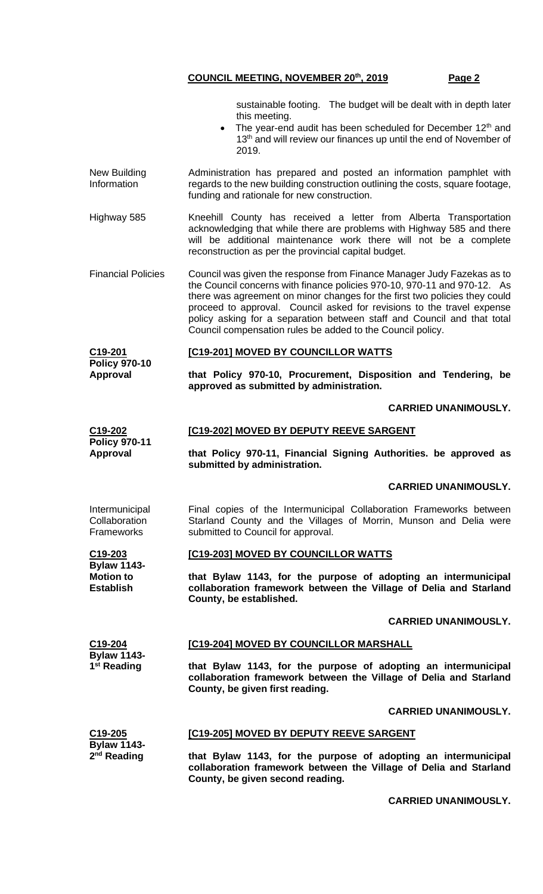sustainable footing. The budget will be dealt with in depth later this meeting.

- The year-end audit has been scheduled for December 12th and 13th and will review our finances up until the end of November of 2019.

New Building Information

Administration has prepared and posted an information pamphlet with regards to the new building construction outlining the costs, square footage, funding and rationale for new construction.

Highway 585

Kneehill County has received a letter from Alberta Transportation acknowledging that while there are problems with Highway 585 and there will be additional maintenance work there will not be a complete reconstruction as per the provincial capital budget.

Financial Policies

Council was given the response from Finance Manager Judy Fazekas as to the Council concerns with finance policies 970-10, 970-11 and 970-12. As there was agreement on minor changes for the first two policies they could proceed to approval. Council asked for revisions to the travel expense policy asking for a separation between staff and Council and that total Council compensation rules be added to the Council policy.

**C19-201 Policy 970-10 Approval**

**[C19-201] MOVED BY COUNCILLOR WATTS**

**that Policy 970-10, Procurement, Disposition and Tendering, be approved as submitted by administration.**

**CARRIED UNANIMOUSLY.**

**C19-202 Policy 970-11 Approval**

**[C19-202] MOVED BY DEPUTY REEVE SARGENT**

**that Policy 970-11, Financial Signing Authorities. be approved as submitted by administration.**

**CARRIED UNANIMOUSLY.**

Intermunicipal Collaboration Frameworks

Final copies of the Intermunicipal Collaboration Frameworks between Starland County and the Villages of Morrin, Munson and Delia were submitted to Council for approval.

**C19-203 Bylaw 1143- Motion to Establish**

**[C19-203] MOVED BY COUNCILLOR WATTS**

**that Bylaw 1143, for the purpose of adopting an intermunicipal collaboration framework between the Village of Delia and Starland County, be established.**

**CARRIED UNANIMOUSLY.**

**C19-204 Bylaw 1143- 1st Reading**

**[C19-204] MOVED BY COUNCILLOR MARSHALL**

**that Bylaw 1143, for the purpose of adopting an intermunicipal collaboration framework between the Village of Delia and Starland County, be given first reading.**

**CARRIED UNANIMOUSLY.**

**C19-205 Bylaw 1143- 2nd Reading**

**[C19-205] MOVED BY DEPUTY REEVE SARGENT**

**that Bylaw 1143, for the purpose of adopting an intermunicipal collaboration framework between the Village of Delia and Starland County, be given second reading.**

**CARRIED UNANIMOUSLY.**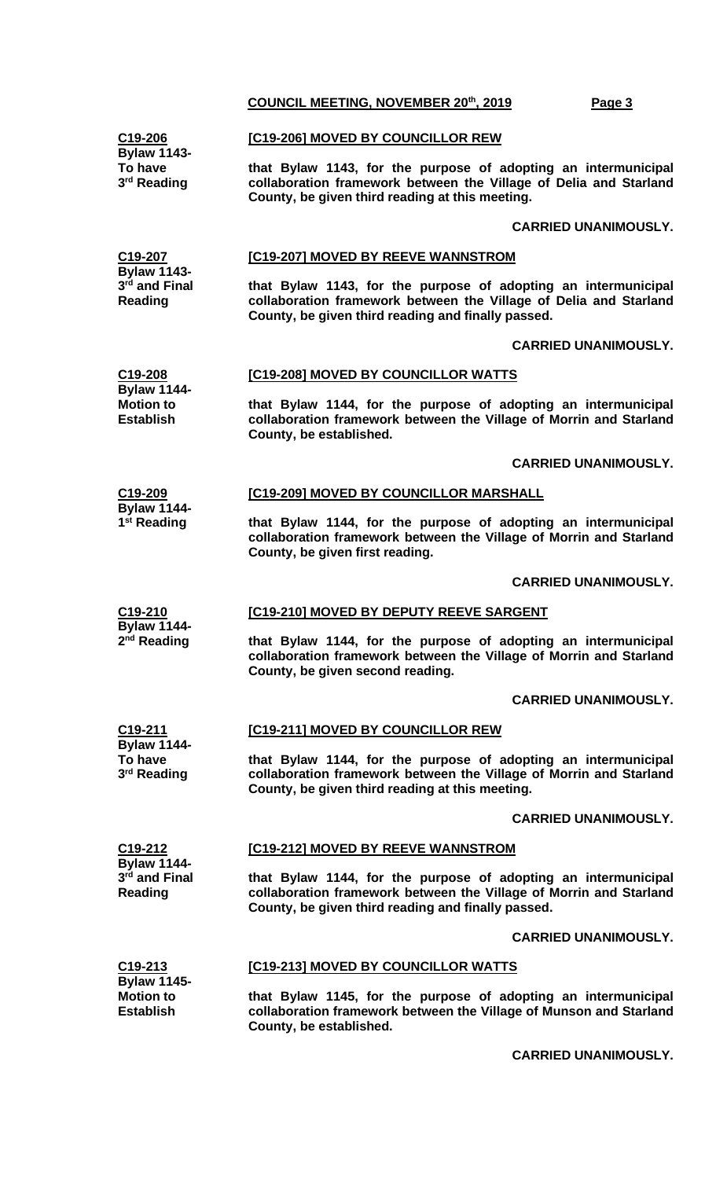**C19-206**
**Bylaw 1143- To have 3rd Reading**

**[C19-206] MOVED BY COUNCILLOR REW**

**that Bylaw 1143, for the purpose of adopting an intermunicipal collaboration framework between the Village of Delia and Starland County, be given third reading at this meeting.**

**CARRIED UNANIMOUSLY.**

**C19-207**
**Bylaw 1143- 3rd and Final Reading**

**[C19-207] MOVED BY REEVE WANNSTROM**

**that Bylaw 1143, for the purpose of adopting an intermunicipal collaboration framework between the Village of Delia and Starland County, be given third reading and finally passed.**

**CARRIED UNANIMOUSLY.**

**C19-208**
**Bylaw 1144- Motion to Establish**

**[C19-208] MOVED BY COUNCILLOR WATTS**

**that Bylaw 1144, for the purpose of adopting an intermunicipal collaboration framework between the Village of Morrin and Starland County, be established.**

**CARRIED UNANIMOUSLY.**

**C19-209**
**Bylaw 1144- 1st Reading**

**[C19-209] MOVED BY COUNCILLOR MARSHALL**

**that Bylaw 1144, for the purpose of adopting an intermunicipal collaboration framework between the Village of Morrin and Starland County, be given first reading.**

**CARRIED UNANIMOUSLY.**

**C19-210**
**Bylaw 1144- 2nd Reading**

**[C19-210] MOVED BY DEPUTY REEVE SARGENT**

**that Bylaw 1144, for the purpose of adopting an intermunicipal collaboration framework between the Village of Morrin and Starland County, be given second reading.**

**CARRIED UNANIMOUSLY.**

**C19-211**
**Bylaw 1144- To have 3rd Reading**

**[C19-211] MOVED BY COUNCILLOR REW**

**that Bylaw 1144, for the purpose of adopting an intermunicipal collaboration framework between the Village of Morrin and Starland County, be given third reading at this meeting.**

**CARRIED UNANIMOUSLY.**

**C19-212**
**Bylaw 1144- 3rd and Final Reading**

**[C19-212] MOVED BY REEVE WANNSTROM**

**that Bylaw 1144, for the purpose of adopting an intermunicipal collaboration framework between the Village of Morrin and Starland County, be given third reading and finally passed.**

**CARRIED UNANIMOUSLY.**

**C19-213**
**Bylaw 1145- Motion to Establish**

**[C19-213] MOVED BY COUNCILLOR WATTS**

**that Bylaw 1145, for the purpose of adopting an intermunicipal collaboration framework between the Village of Munson and Starland County, be established.**

**CARRIED UNANIMOUSLY.**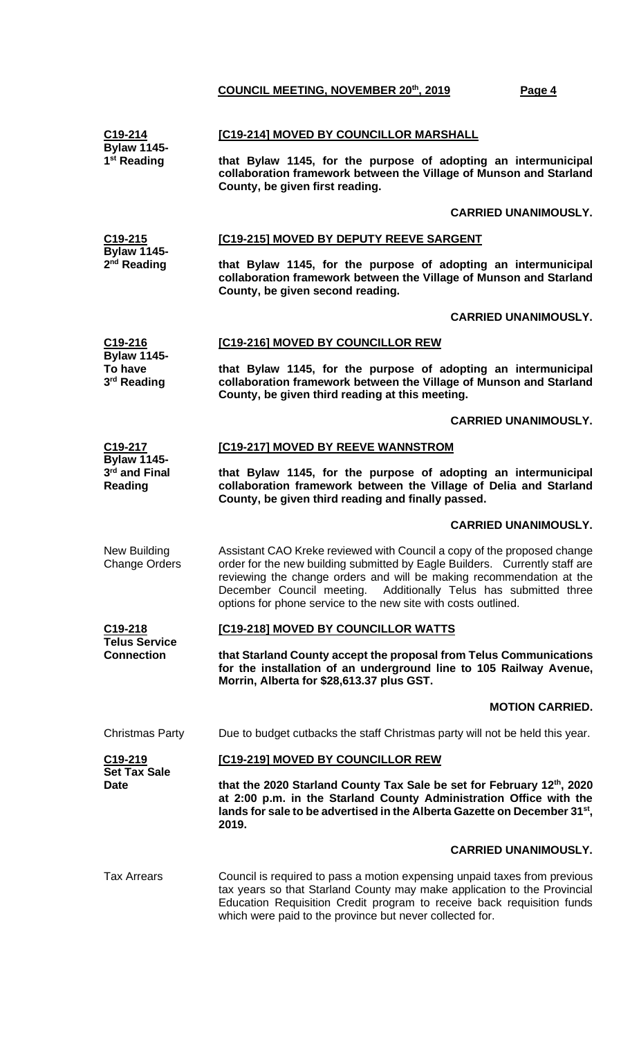**C19-214**
**Bylaw 1145- 1st Reading**

**[C19-214] MOVED BY COUNCILLOR MARSHALL**

**that Bylaw 1145, for the purpose of adopting an intermunicipal collaboration framework between the Village of Munson and Starland County, be given first reading.**

**CARRIED UNANIMOUSLY.**

**C19-215**
**Bylaw 1145- 2nd Reading**

**[C19-215] MOVED BY DEPUTY REEVE SARGENT**

**that Bylaw 1145, for the purpose of adopting an intermunicipal collaboration framework between the Village of Munson and Starland County, be given second reading.**

**CARRIED UNANIMOUSLY.**

**C19-216**
**Bylaw 1145- To have 3rd Reading**

**[C19-216] MOVED BY COUNCILLOR REW**

**that Bylaw 1145, for the purpose of adopting an intermunicipal collaboration framework between the Village of Munson and Starland County, be given third reading at this meeting.**

**CARRIED UNANIMOUSLY.**

**C19-217**
**Bylaw 1145- 3rd and Final Reading**

**[C19-217] MOVED BY REEVE WANNSTROM**

**that Bylaw 1145, for the purpose of adopting an intermunicipal collaboration framework between the Village of Delia and Starland County, be given third reading and finally passed.**

**CARRIED UNANIMOUSLY.**

New Building Change Orders

Assistant CAO Kreke reviewed with Council a copy of the proposed change order for the new building submitted by Eagle Builders. Currently staff are reviewing the change orders and will be making recommendation at the December Council meeting. Additionally Telus has submitted three options for phone service to the new site with costs outlined.

**C19-218**
**Telus Service Connection**

**[C19-218] MOVED BY COUNCILLOR WATTS**

**that Starland County accept the proposal from Telus Communications for the installation of an underground line to 105 Railway Avenue, Morrin, Alberta for $28,613.37 plus GST.**

**MOTION CARRIED.**

Christmas Party

Due to budget cutbacks the staff Christmas party will not be held this year.

**C19-219**
**Set Tax Sale Date**

**[C19-219] MOVED BY COUNCILLOR REW**

**that the 2020 Starland County Tax Sale be set for February 12th, 2020 at 2:00 p.m. in the Starland County Administration Office with the lands for sale to be advertised in the Alberta Gazette on December 31st, 2019.**

**CARRIED UNANIMOUSLY.**

Tax Arrears

Council is required to pass a motion expensing unpaid taxes from previous tax years so that Starland County may make application to the Provincial Education Requisition Credit program to receive back requisition funds which were paid to the province but never collected for.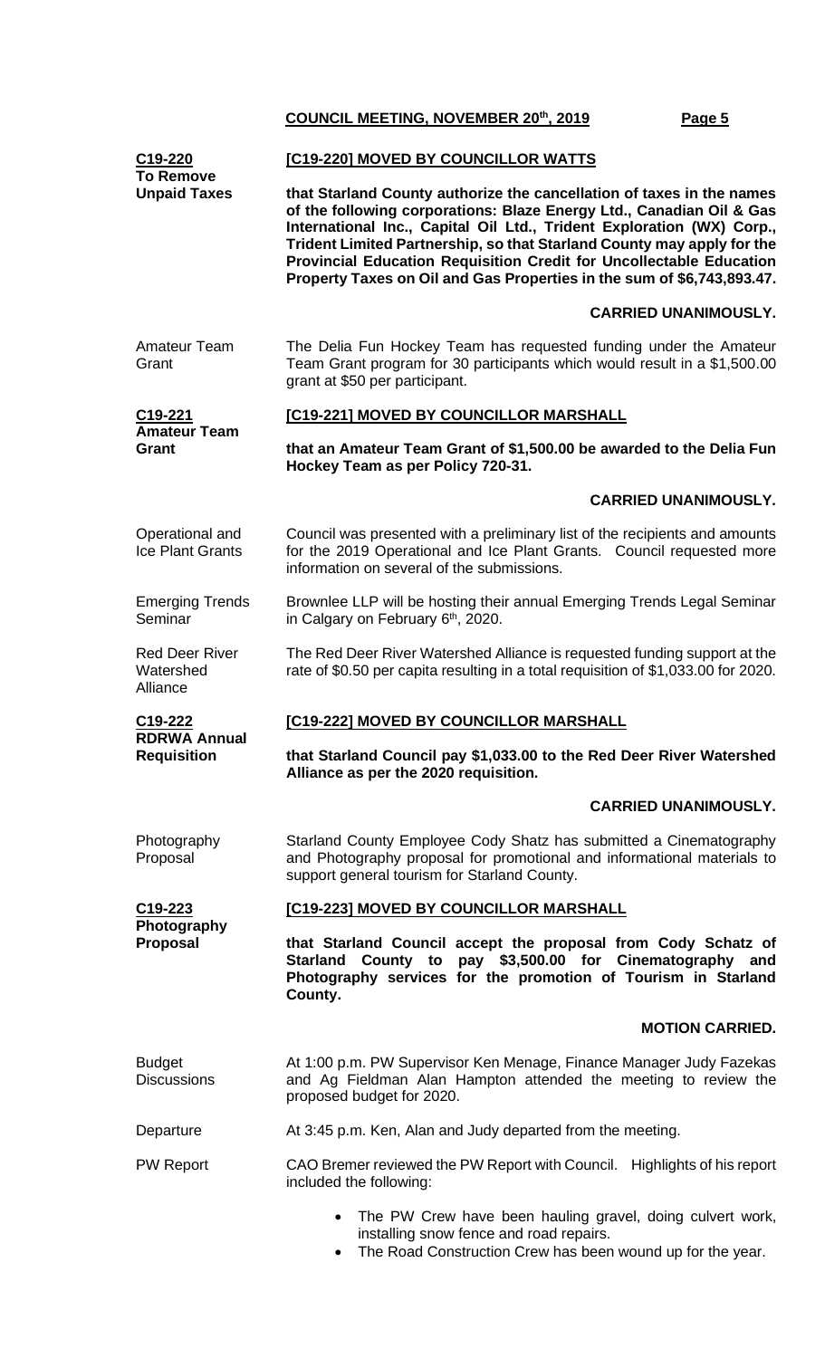**COUNCIL MEETING, NOVEMBER 20th, 2019**

**C19-220**
**To Remove Unpaid Taxes**

**[C19-220] MOVED BY COUNCILLOR WATTS**

**that Starland County authorize the cancellation of taxes in the names of the following corporations: Blaze Energy Ltd., Canadian Oil & Gas International Inc., Capital Oil Ltd., Trident Exploration (WX) Corp., Trident Limited Partnership, so that Starland County may apply for the Provincial Education Requisition Credit for Uncollectable Education Property Taxes on Oil and Gas Properties in the sum of $6,743,893.47.**

**CARRIED UNANIMOUSLY.**

Amateur Team Grant

The Delia Fun Hockey Team has requested funding under the Amateur Team Grant program for 30 participants which would result in a $1,500.00 grant at $50 per participant.

**C19-221**
**Amateur Team Grant**

**[C19-221] MOVED BY COUNCILLOR MARSHALL**

**that an Amateur Team Grant of $1,500.00 be awarded to the Delia Fun Hockey Team as per Policy 720-31.**

**CARRIED UNANIMOUSLY.**

Operational and Ice Plant Grants

Council was presented with a preliminary list of the recipients and amounts for the 2019 Operational and Ice Plant Grants. Council requested more information on several of the submissions.

Emerging Trends Seminar

Brownlee LLP will be hosting their annual Emerging Trends Legal Seminar in Calgary on February 6th, 2020.

Red Deer River Watershed Alliance

The Red Deer River Watershed Alliance is requested funding support at the rate of $0.50 per capita resulting in a total requisition of $1,033.00 for 2020.

**C19-222**
**RDRWA Annual Requisition**

**[C19-222] MOVED BY COUNCILLOR MARSHALL**

**that Starland Council pay $1,033.00 to the Red Deer River Watershed Alliance as per the 2020 requisition.**

**CARRIED UNANIMOUSLY.**

Photography Proposal

Starland County Employee Cody Shatz has submitted a Cinematography and Photography proposal for promotional and informational materials to support general tourism for Starland County.

**C19-223**
**Photography Proposal**

**[C19-223] MOVED BY COUNCILLOR MARSHALL**

**that Starland Council accept the proposal from Cody Schatz of Starland County to pay $3,500.00 for Cinematography and Photography services for the promotion of Tourism in Starland County.**

**MOTION CARRIED.**

Budget Discussions

At 1:00 p.m. PW Supervisor Ken Menage, Finance Manager Judy Fazekas and Ag Fieldman Alan Hampton attended the meeting to review the proposed budget for 2020.

Departure

At 3:45 p.m. Ken, Alan and Judy departed from the meeting.

PW Report

CAO Bremer reviewed the PW Report with Council. Highlights of his report included the following:

- The PW Crew have been hauling gravel, doing culvert work, installing snow fence and road repairs.
- The Road Construction Crew has been wound up for the year.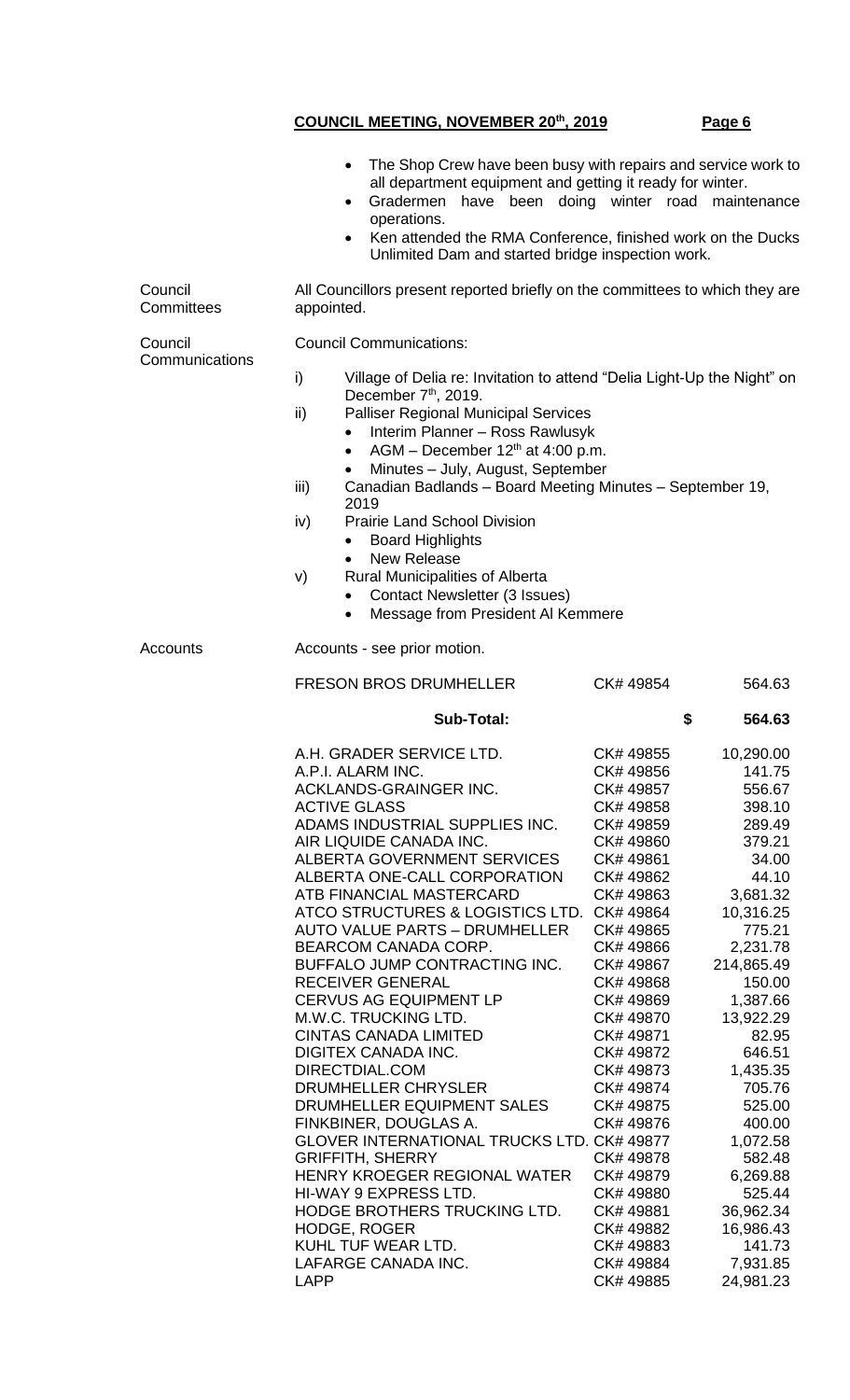- The Shop Crew have been busy with repairs and service work to all department equipment and getting it ready for winter.
- Gradermen have been doing winter road maintenance operations.
- Ken attended the RMA Conference, finished work on the Ducks Unlimited Dam and started bridge inspection work.

**Council Committees**

All Councillors present reported briefly on the committees to which they are appointed.

**Council Communications**

Council Communications:

i) Village of Delia re: Invitation to attend "Delia Light-Up the Night" on December 7th, 2019.

ii) Palliser Regional Municipal Services
- Interim Planner – Ross Rawlusyk
- AGM – December 12th at 4:00 p.m.
- Minutes – July, August, September

iii) Canadian Badlands – Board Meeting Minutes – September 19, 2019

iv) Prairie Land School Division
- Board Highlights
- New Release

v) Rural Municipalities of Alberta
- Contact Newsletter (3 Issues)
- Message from President Al Kemmere

**Accounts**

Accounts - see prior motion.

| | | |
|---|---|---|
| FRESON BROS DRUMHELLER | CK# 49854 | 564.63 |
| **Sub-Total:** | | **$ 564.63** |
| A.H. GRADER SERVICE LTD. | CK# 49855 | 10,290.00 |
| A.P.I. ALARM INC. | CK# 49856 | 141.75 |
| ACKLANDS-GRAINGER INC. | CK# 49857 | 556.67 |
| ACTIVE GLASS | CK# 49858 | 398.10 |
| ADAMS INDUSTRIAL SUPPLIES INC. | CK# 49859 | 289.49 |
| AIR LIQUIDE CANADA INC. | CK# 49860 | 379.21 |
| ALBERTA GOVERNMENT SERVICES | CK# 49861 | 34.00 |
| ALBERTA ONE-CALL CORPORATION | CK# 49862 | 44.10 |
| ATB FINANCIAL MASTERCARD | CK# 49863 | 3,681.32 |
| ATCO STRUCTURES & LOGISTICS LTD. | CK# 49864 | 10,316.25 |
| AUTO VALUE PARTS – DRUMHELLER | CK# 49865 | 775.21 |
| BEARCOM CANADA CORP. | CK# 49866 | 2,231.78 |
| BUFFALO JUMP CONTRACTING INC. | CK# 49867 | 214,865.49 |
| RECEIVER GENERAL | CK# 49868 | 150.00 |
| CERVUS AG EQUIPMENT LP | CK# 49869 | 1,387.66 |
| M.W.C. TRUCKING LTD. | CK# 49870 | 13,922.29 |
| CINTAS CANADA LIMITED | CK# 49871 | 82.95 |
| DIGITEX CANADA INC. | CK# 49872 | 646.51 |
| DIRECTDIAL.COM | CK# 49873 | 1,435.35 |
| DRUMHELLER CHRYSLER | CK# 49874 | 705.76 |
| DRUMHELLER EQUIPMENT SALES | CK# 49875 | 525.00 |
| FINKBINER, DOUGLAS A. | CK# 49876 | 400.00 |
| GLOVER INTERNATIONAL TRUCKS LTD. | CK# 49877 | 1,072.58 |
| GRIFFITH, SHERRY | CK# 49878 | 582.48 |
| HENRY KROEGER REGIONAL WATER | CK# 49879 | 6,269.88 |
| HI-WAY 9 EXPRESS LTD. | CK# 49880 | 525.44 |
| HODGE BROTHERS TRUCKING LTD. | CK# 49881 | 36,962.34 |
| HODGE, ROGER | CK# 49882 | 16,986.43 |
| KUHL TUF WEAR LTD. | CK# 49883 | 141.73 |
| LAFARGE CANADA INC. | CK# 49884 | 7,931.85 |
| LAPP | CK# 49885 | 24,981.23 |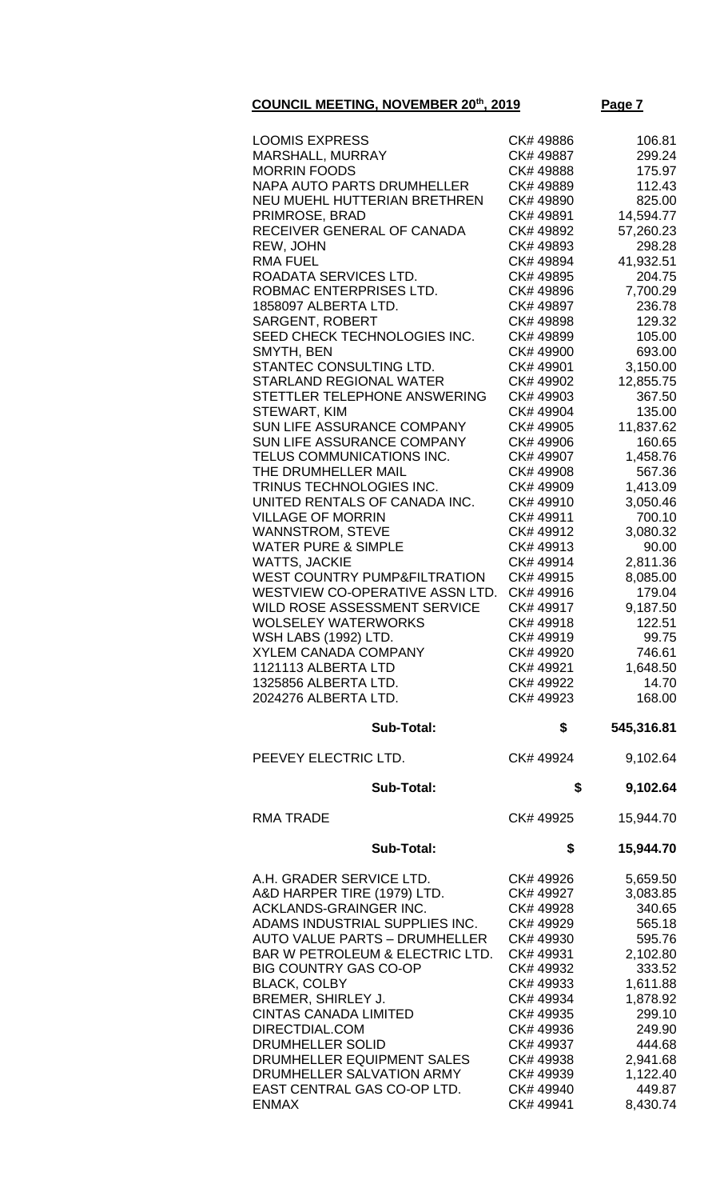**COUNCIL MEETING, NOVEMBER 20th, 2019**

| | | |
|---|---|---|
| LOOMIS EXPRESS | CK# 49886 | 106.81 |
| MARSHALL, MURRAY | CK# 49887 | 299.24 |
| MORRIN FOODS | CK# 49888 | 175.97 |
| NAPA AUTO PARTS DRUMHELLER | CK# 49889 | 112.43 |
| NEU MUEHL HUTTERIAN BRETHREN | CK# 49890 | 825.00 |
| PRIMROSE, BRAD | CK# 49891 | 14,594.77 |
| RECEIVER GENERAL OF CANADA | CK# 49892 | 57,260.23 |
| REW, JOHN | CK# 49893 | 298.28 |
| RMA FUEL | CK# 49894 | 41,932.51 |
| ROADATA SERVICES LTD. | CK# 49895 | 204.75 |
| ROBMAC ENTERPRISES LTD. | CK# 49896 | 7,700.29 |
| 1858097 ALBERTA LTD. | CK# 49897 | 236.78 |
| SARGENT, ROBERT | CK# 49898 | 129.32 |
| SEED CHECK TECHNOLOGIES INC. | CK# 49899 | 105.00 |
| SMYTH, BEN | CK# 49900 | 693.00 |
| STANTEC CONSULTING LTD. | CK# 49901 | 3,150.00 |
| STARLAND REGIONAL WATER | CK# 49902 | 12,855.75 |
| STETTLER TELEPHONE ANSWERING | CK# 49903 | 367.50 |
| STEWART, KIM | CK# 49904 | 135.00 |
| SUN LIFE ASSURANCE COMPANY | CK# 49905 | 11,837.62 |
| SUN LIFE ASSURANCE COMPANY | CK# 49906 | 160.65 |
| TELUS COMMUNICATIONS INC. | CK# 49907 | 1,458.76 |
| THE DRUMHELLER MAIL | CK# 49908 | 567.36 |
| TRINUS TECHNOLOGIES INC. | CK# 49909 | 1,413.09 |
| UNITED RENTALS OF CANADA INC. | CK# 49910 | 3,050.46 |
| VILLAGE OF MORRIN | CK# 49911 | 700.10 |
| WANNSTROM, STEVE | CK# 49912 | 3,080.32 |
| WATER PURE & SIMPLE | CK# 49913 | 90.00 |
| WATTS, JACKIE | CK# 49914 | 2,811.36 |
| WEST COUNTRY PUMP&FILTRATION | CK# 49915 | 8,085.00 |
| WESTVIEW CO-OPERATIVE ASSN LTD. | CK# 49916 | 179.04 |
| WILD ROSE ASSESSMENT SERVICE | CK# 49917 | 9,187.50 |
| WOLSELEY WATERWORKS | CK# 49918 | 122.51 |
| WSH LABS (1992) LTD. | CK# 49919 | 99.75 |
| XYLEM CANADA COMPANY | CK# 49920 | 746.61 |
| 1121113 ALBERTA LTD | CK# 49921 | 1,648.50 |
| 1325856 ALBERTA LTD. | CK# 49922 | 14.70 |
| 2024276 ALBERTA LTD. | CK# 49923 | 168.00 |
| **Sub-Total:** | **$** | **545,316.81** |
| PEEVEY ELECTRIC LTD. | CK# 49924 | 9,102.64 |
| **Sub-Total:** | **$** | **9,102.64** |
| RMA TRADE | CK# 49925 | 15,944.70 |
| **Sub-Total:** | **$** | **15,944.70** |
| A.H. GRADER SERVICE LTD. | CK# 49926 | 5,659.50 |
| A&D HARPER TIRE (1979) LTD. | CK# 49927 | 3,083.85 |
| ACKLANDS-GRAINGER INC. | CK# 49928 | 340.65 |
| ADAMS INDUSTRIAL SUPPLIES INC. | CK# 49929 | 565.18 |
| AUTO VALUE PARTS – DRUMHELLER | CK# 49930 | 595.76 |
| BAR W PETROLEUM & ELECTRIC LTD. | CK# 49931 | 2,102.80 |
| BIG COUNTRY GAS CO-OP | CK# 49932 | 333.52 |
| BLACK, COLBY | CK# 49933 | 1,611.88 |
| BREMER, SHIRLEY J. | CK# 49934 | 1,878.92 |
| CINTAS CANADA LIMITED | CK# 49935 | 299.10 |
| DIRECTDIAL.COM | CK# 49936 | 249.90 |
| DRUMHELLER SOLID | CK# 49937 | 444.68 |
| DRUMHELLER EQUIPMENT SALES | CK# 49938 | 2,941.68 |
| DRUMHELLER SALVATION ARMY | CK# 49939 | 1,122.40 |
| EAST CENTRAL GAS CO-OP LTD. | CK# 49940 | 449.87 |
| ENMAX | CK# 49941 | 8,430.74 |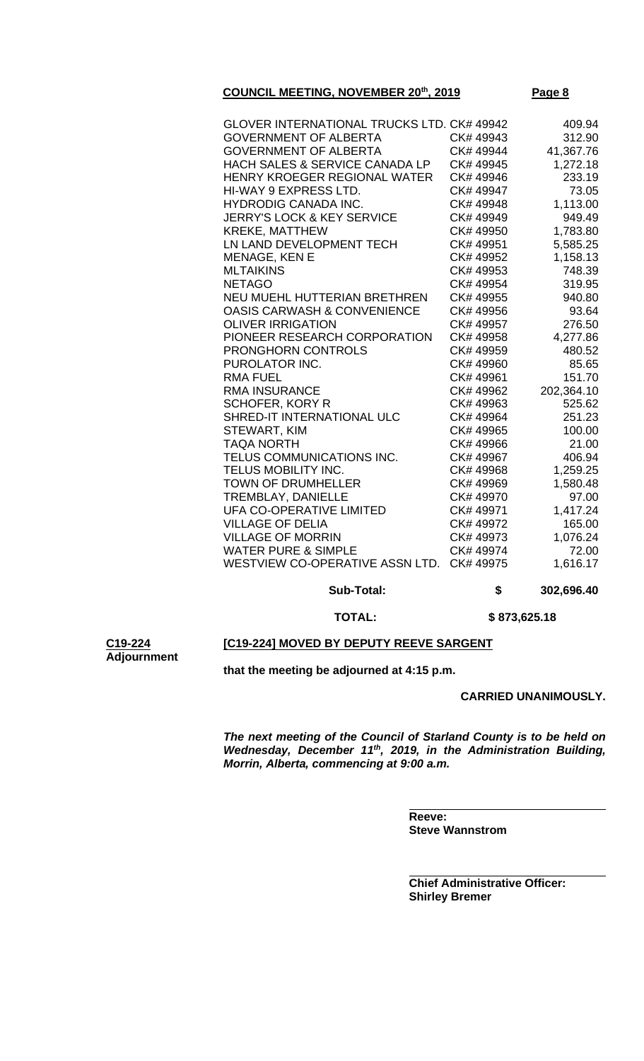**COUNCIL MEETING, NOVEMBER 20th, 2019**

| | | |
|---|---|---|
| GLOVER INTERNATIONAL TRUCKS LTD. | CK# 49942 | 409.94 |
| GOVERNMENT OF ALBERTA | CK# 49943 | 312.90 |
| GOVERNMENT OF ALBERTA | CK# 49944 | 41,367.76 |
| HACH SALES & SERVICE CANADA LP | CK# 49945 | 1,272.18 |
| HENRY KROEGER REGIONAL WATER | CK# 49946 | 233.19 |
| HI-WAY 9 EXPRESS LTD. | CK# 49947 | 73.05 |
| HYDRODIG CANADA INC. | CK# 49948 | 1,113.00 |
| JERRY'S LOCK & KEY SERVICE | CK# 49949 | 949.49 |
| KREKE, MATTHEW | CK# 49950 | 1,783.80 |
| LN LAND DEVELOPMENT TECH | CK# 49951 | 5,585.25 |
| MENAGE, KEN E | CK# 49952 | 1,158.13 |
| MLTAIKINS | CK# 49953 | 748.39 |
| NETAGO | CK# 49954 | 319.95 |
| NEU MUEHL HUTTERIAN BRETHREN | CK# 49955 | 940.80 |
| OASIS CARWASH & CONVENIENCE | CK# 49956 | 93.64 |
| OLIVER IRRIGATION | CK# 49957 | 276.50 |
| PIONEER RESEARCH CORPORATION | CK# 49958 | 4,277.86 |
| PRONGHORN CONTROLS | CK# 49959 | 480.52 |
| PUROLATOR INC. | CK# 49960 | 85.65 |
| RMA FUEL | CK# 49961 | 151.70 |
| RMA INSURANCE | CK# 49962 | 202,364.10 |
| SCHOFER, KORY R | CK# 49963 | 525.62 |
| SHRED-IT INTERNATIONAL ULC | CK# 49964 | 251.23 |
| STEWART, KIM | CK# 49965 | 100.00 |
| TAQA NORTH | CK# 49966 | 21.00 |
| TELUS COMMUNICATIONS INC. | CK# 49967 | 406.94 |
| TELUS MOBILITY INC. | CK# 49968 | 1,259.25 |
| TOWN OF DRUMHELLER | CK# 49969 | 1,580.48 |
| TREMBLAY, DANIELLE | CK# 49970 | 97.00 |
| UFA CO-OPERATIVE LIMITED | CK# 49971 | 1,417.24 |
| VILLAGE OF DELIA | CK# 49972 | 165.00 |
| VILLAGE OF MORRIN | CK# 49973 | 1,076.24 |
| WATER PURE & SIMPLE | CK# 49974 | 72.00 |
| WESTVIEW CO-OPERATIVE ASSN LTD. | CK# 49975 | 1,616.17 |
| **Sub-Total:** | **$** | **302,696.40** |
| **TOTAL:** | | **$ 873,625.18** |

**C19-224**
**Adjournment**

**[C19-224] MOVED BY DEPUTY REEVE SARGENT**

**that the meeting be adjourned at 4:15 p.m.**

**CARRIED UNANIMOUSLY.**

***The next meeting of the Council of Starland County is to be held on Wednesday, December 11th, 2019, in the Administration Building, Morrin, Alberta, commencing at 9:00 a.m.***

**Reeve:**
**Steve Wannstrom**

**Chief Administrative Officer:**
**Shirley Bremer**